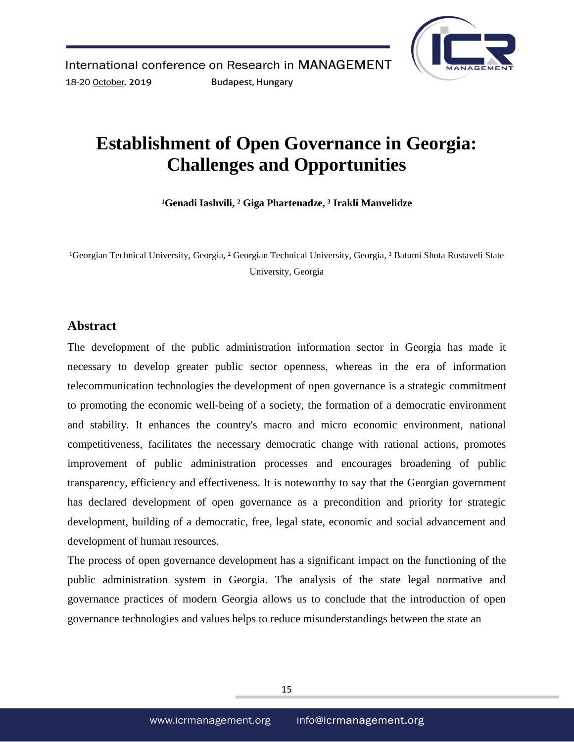# Establishment of Open Governance in Georgia: Challenges and Opportunities

**[1]Genadi Iashvili, [2] Giga Phartenadze, [3] Irakli Manvelidze**

[1]Georgian Technical University, Georgia, [2] Georgian Technical University, Georgia, [3] Batumi Shota Rustaveli State University, Georgia

## Abstract

The development of the public administration information sector in Georgia has made it necessary to develop greater public sector openness, whereas in the era of information telecommunication technologies the development of open governance is a strategic commitment to promoting the economic well-being of a society, the formation of a democratic environment and stability. It enhances the country's macro and micro economic environment, national competitiveness, facilitates the necessary democratic change with rational actions, promotes improvement of public administration processes and encourages broadening of public transparency, efficiency and effectiveness. It is noteworthy to say that the Georgian government has declared development of open governance as a precondition and priority for strategic development, building of a democratic, free, legal state, economic and social advancement and development of human resources.

The process of open governance development has a significant impact on the functioning of the public administration system in Georgia. The analysis of the state legal normative and governance practices of modern Georgia allows us to conclude that the introduction of open governance technologies and values helps to reduce misunderstandings between the state an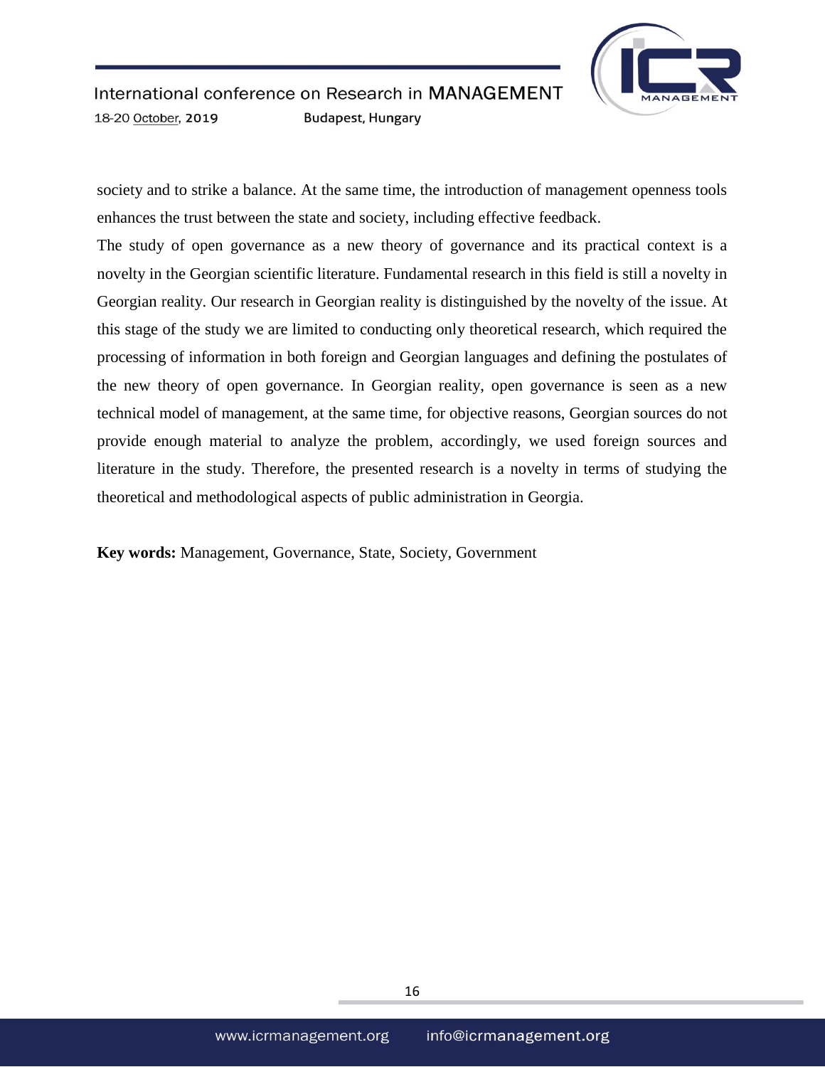society and to strike a balance. At the same time, the introduction of management openness tools enhances the trust between the state and society, including effective feedback.

The study of open governance as a new theory of governance and its practical context is a novelty in the Georgian scientific literature. Fundamental research in this field is still a novelty in Georgian reality. Our research in Georgian reality is distinguished by the novelty of the issue. At this stage of the study we are limited to conducting only theoretical research, which required the processing of information in both foreign and Georgian languages and defining the postulates of the new theory of open governance. In Georgian reality, open governance is seen as a new technical model of management, at the same time, for objective reasons, Georgian sources do not provide enough material to analyze the problem, accordingly, we used foreign sources and literature in the study. Therefore, the presented research is a novelty in terms of studying the theoretical and methodological aspects of public administration in Georgia.

**Key words:** Management, Governance, State, Society, Government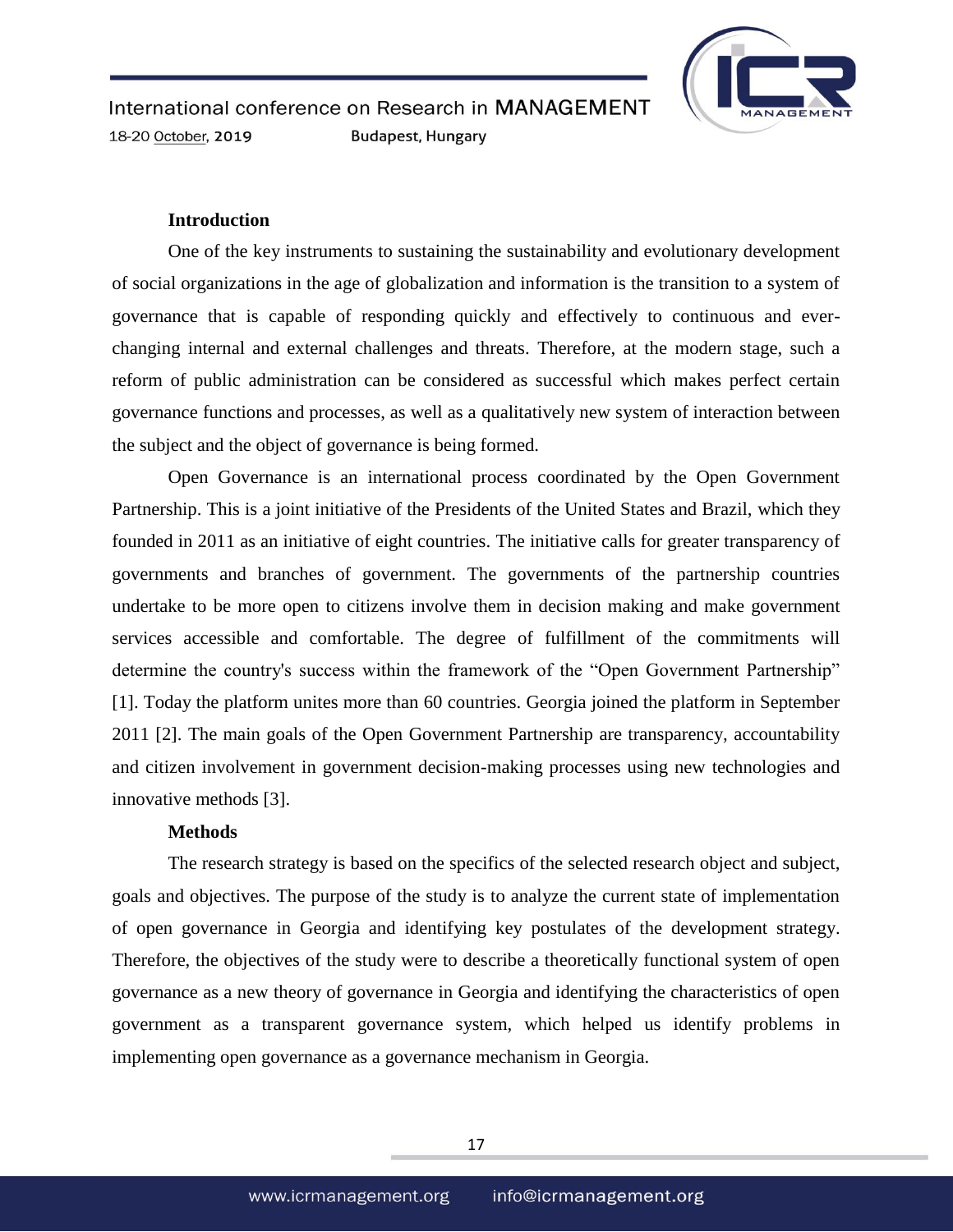## Introduction

One of the key instruments to sustaining the sustainability and evolutionary development of social organizations in the age of globalization and information is the transition to a system of governance that is capable of responding quickly and effectively to continuous and ever-changing internal and external challenges and threats. Therefore, at the modern stage, such a reform of public administration can be considered as successful which makes perfect certain governance functions and processes, as well as a qualitatively new system of interaction between the subject and the object of governance is being formed.

Open Governance is an international process coordinated by the Open Government Partnership. This is a joint initiative of the Presidents of the United States and Brazil, which they founded in 2011 as an initiative of eight countries. The initiative calls for greater transparency of governments and branches of government. The governments of the partnership countries undertake to be more open to citizens involve them in decision making and make government services accessible and comfortable. The degree of fulfillment of the commitments will determine the country's success within the framework of the "Open Government Partnership" [1]. Today the platform unites more than 60 countries. Georgia joined the platform in September 2011 [2]. The main goals of the Open Government Partnership are transparency, accountability and citizen involvement in government decision-making processes using new technologies and innovative methods [3].

## Methods

The research strategy is based on the specifics of the selected research object and subject, goals and objectives. The purpose of the study is to analyze the current state of implementation of open governance in Georgia and identifying key postulates of the development strategy. Therefore, the objectives of the study were to describe a theoretically functional system of open governance as a new theory of governance in Georgia and identifying the characteristics of open government as a transparent governance system, which helped us identify problems in implementing open governance as a governance mechanism in Georgia.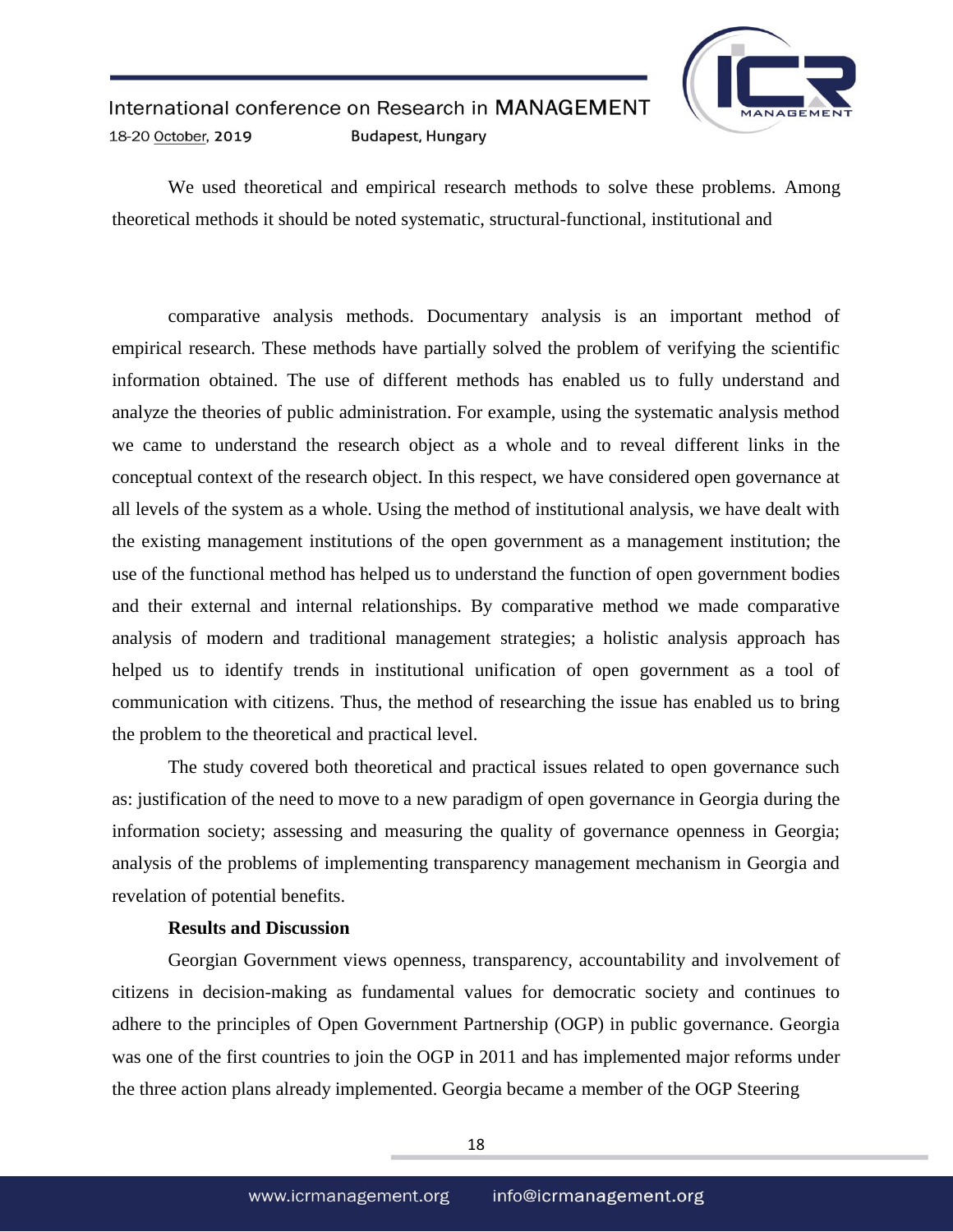We used theoretical and empirical research methods to solve these problems. Among theoretical methods it should be noted systematic, structural-functional, institutional and

comparative analysis methods. Documentary analysis is an important method of empirical research. These methods have partially solved the problem of verifying the scientific information obtained. The use of different methods has enabled us to fully understand and analyze the theories of public administration. For example, using the systematic analysis method we came to understand the research object as a whole and to reveal different links in the conceptual context of the research object. In this respect, we have considered open governance at all levels of the system as a whole. Using the method of institutional analysis, we have dealt with the existing management institutions of the open government as a management institution; the use of the functional method has helped us to understand the function of open government bodies and their external and internal relationships. By comparative method we made comparative analysis of modern and traditional management strategies; a holistic analysis approach has helped us to identify trends in institutional unification of open government as a tool of communication with citizens. Thus, the method of researching the issue has enabled us to bring the problem to the theoretical and practical level.

The study covered both theoretical and practical issues related to open governance such as: justification of the need to move to a new paradigm of open governance in Georgia during the information society; assessing and measuring the quality of governance openness in Georgia; analysis of the problems of implementing transparency management mechanism in Georgia and revelation of potential benefits.

**Results and Discussion**

Georgian Government views openness, transparency, accountability and involvement of citizens in decision-making as fundamental values for democratic society and continues to adhere to the principles of Open Government Partnership (OGP) in public governance. Georgia was one of the first countries to join the OGP in 2011 and has implemented major reforms under the three action plans already implemented. Georgia became a member of the OGP Steering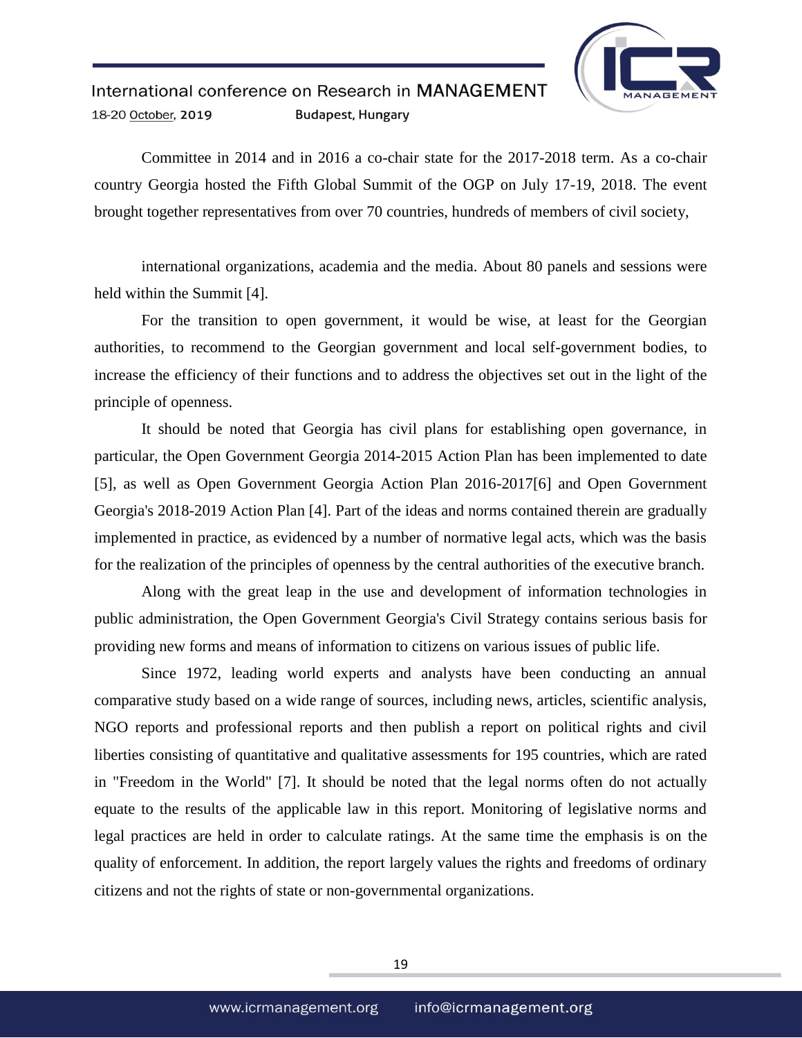Committee in 2014 and in 2016 a co-chair state for the 2017-2018 term. As a co-chair country Georgia hosted the Fifth Global Summit of the OGP on July 17-19, 2018. The event brought together representatives from over 70 countries, hundreds of members of civil society, international organizations, academia and the media. About 80 panels and sessions were held within the Summit [4].

For the transition to open government, it would be wise, at least for the Georgian authorities, to recommend to the Georgian government and local self-government bodies, to increase the efficiency of their functions and to address the objectives set out in the light of the principle of openness.

It should be noted that Georgia has civil plans for establishing open governance, in particular, the Open Government Georgia 2014-2015 Action Plan has been implemented to date [5], as well as Open Government Georgia Action Plan 2016-2017[6] and Open Government Georgia's 2018-2019 Action Plan [4]. Part of the ideas and norms contained therein are gradually implemented in practice, as evidenced by a number of normative legal acts, which was the basis for the realization of the principles of openness by the central authorities of the executive branch.

Along with the great leap in the use and development of information technologies in public administration, the Open Government Georgia's Civil Strategy contains serious basis for providing new forms and means of information to citizens on various issues of public life.

Since 1972, leading world experts and analysts have been conducting an annual comparative study based on a wide range of sources, including news, articles, scientific analysis, NGO reports and professional reports and then publish a report on political rights and civil liberties consisting of quantitative and qualitative assessments for 195 countries, which are rated in "Freedom in the World" [7]. It should be noted that the legal norms often do not actually equate to the results of the applicable law in this report. Monitoring of legislative norms and legal practices are held in order to calculate ratings. At the same time the emphasis is on the quality of enforcement. In addition, the report largely values the rights and freedoms of ordinary citizens and not the rights of state or non-governmental organizations.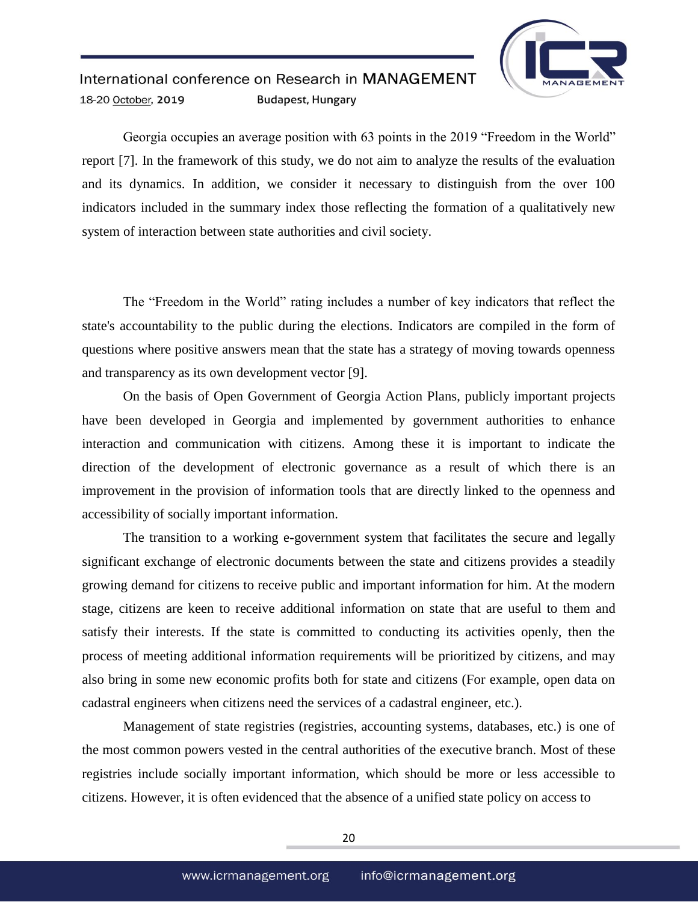Georgia occupies an average position with 63 points in the 2019 “Freedom in the World” report [7]. In the framework of this study, we do not aim to analyze the results of the evaluation and its dynamics. In addition, we consider it necessary to distinguish from the over 100 indicators included in the summary index those reflecting the formation of a qualitatively new system of interaction between state authorities and civil society.

The “Freedom in the World” rating includes a number of key indicators that reflect the state's accountability to the public during the elections. Indicators are compiled in the form of questions where positive answers mean that the state has a strategy of moving towards openness and transparency as its own development vector [9].

On the basis of Open Government of Georgia Action Plans, publicly important projects have been developed in Georgia and implemented by government authorities to enhance interaction and communication with citizens. Among these it is important to indicate the direction of the development of electronic governance as a result of which there is an improvement in the provision of information tools that are directly linked to the openness and accessibility of socially important information.

The transition to a working e-government system that facilitates the secure and legally significant exchange of electronic documents between the state and citizens provides a steadily growing demand for citizens to receive public and important information for him. At the modern stage, citizens are keen to receive additional information on state that are useful to them and satisfy their interests. If the state is committed to conducting its activities openly, then the process of meeting additional information requirements will be prioritized by citizens, and may also bring in some new economic profits both for state and citizens (For example, open data on cadastral engineers when citizens need the services of a cadastral engineer, etc.).

Management of state registries (registries, accounting systems, databases, etc.) is one of the most common powers vested in the central authorities of the executive branch. Most of these registries include socially important information, which should be more or less accessible to citizens. However, it is often evidenced that the absence of a unified state policy on access to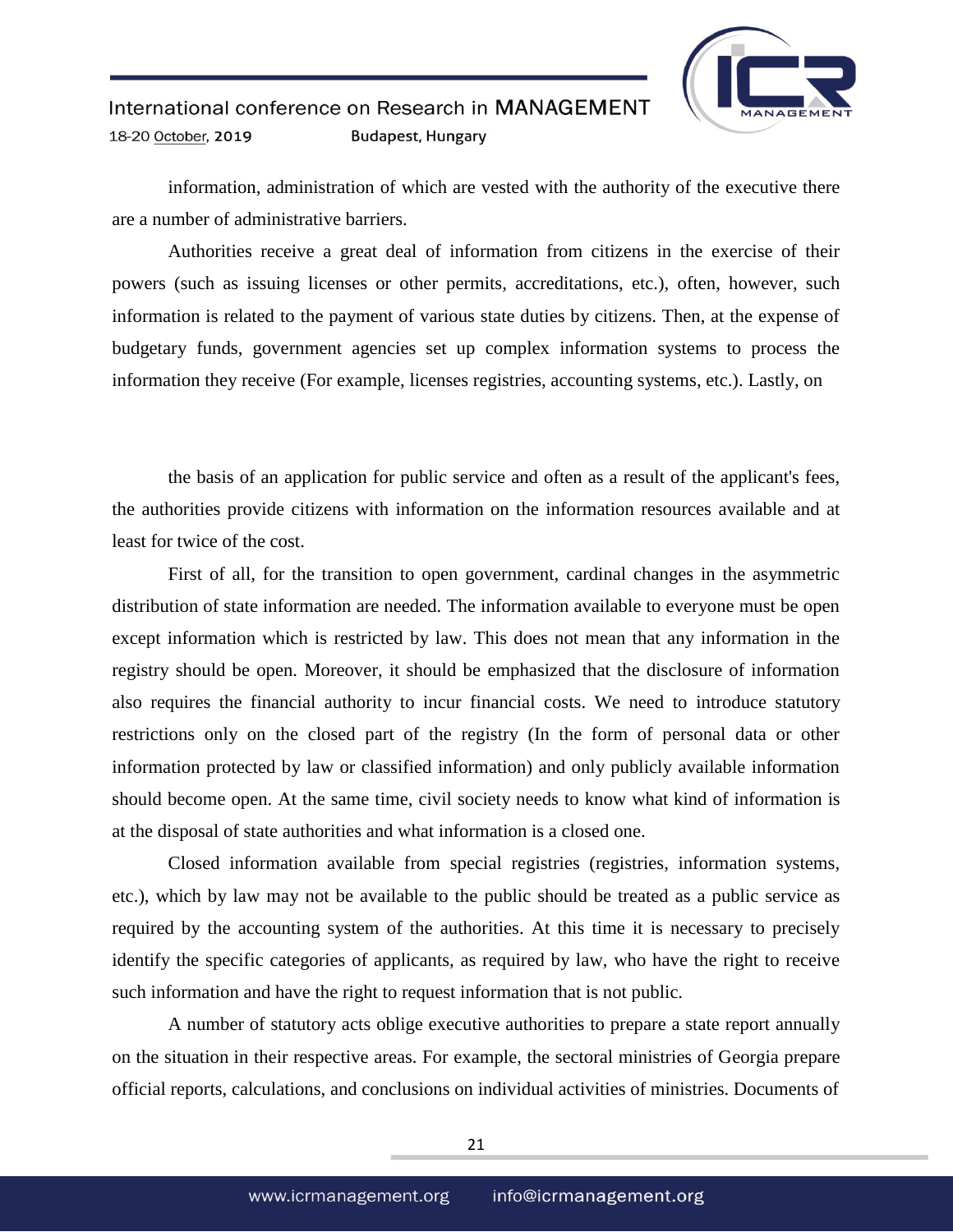information, administration of which are vested with the authority of the executive there are a number of administrative barriers.

Authorities receive a great deal of information from citizens in the exercise of their powers (such as issuing licenses or other permits, accreditations, etc.), often, however, such information is related to the payment of various state duties by citizens. Then, at the expense of budgetary funds, government agencies set up complex information systems to process the information they receive (For example, licenses registries, accounting systems, etc.). Lastly, on the basis of an application for public service and often as a result of the applicant's fees, the authorities provide citizens with information on the information resources available and at least for twice of the cost.

First of all, for the transition to open government, cardinal changes in the asymmetric distribution of state information are needed. The information available to everyone must be open except information which is restricted by law. This does not mean that any information in the registry should be open. Moreover, it should be emphasized that the disclosure of information also requires the financial authority to incur financial costs. We need to introduce statutory restrictions only on the closed part of the registry (In the form of personal data or other information protected by law or classified information) and only publicly available information should become open. At the same time, civil society needs to know what kind of information is at the disposal of state authorities and what information is a closed one.

Closed information available from special registries (registries, information systems, etc.), which by law may not be available to the public should be treated as a public service as required by the accounting system of the authorities. At this time it is necessary to precisely identify the specific categories of applicants, as required by law, who have the right to receive such information and have the right to request information that is not public.

A number of statutory acts oblige executive authorities to prepare a state report annually on the situation in their respective areas. For example, the sectoral ministries of Georgia prepare official reports, calculations, and conclusions on individual activities of ministries. Documents of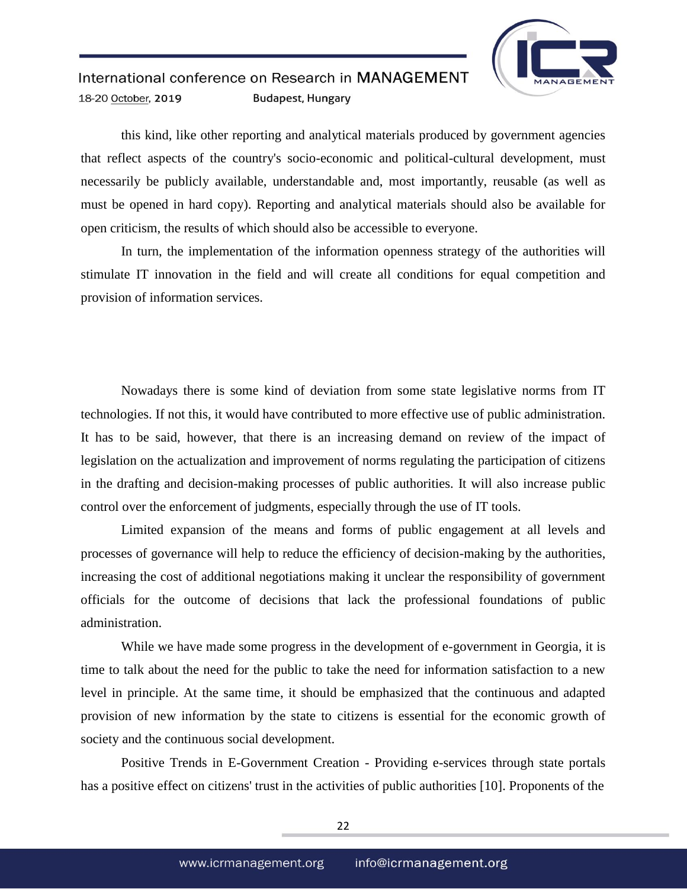this kind, like other reporting and analytical materials produced by government agencies that reflect aspects of the country's socio-economic and political-cultural development, must necessarily be publicly available, understandable and, most importantly, reusable (as well as must be opened in hard copy). Reporting and analytical materials should also be available for open criticism, the results of which should also be accessible to everyone.

In turn, the implementation of the information openness strategy of the authorities will stimulate IT innovation in the field and will create all conditions for equal competition and provision of information services.

Nowadays there is some kind of deviation from some state legislative norms from IT technologies. If not this, it would have contributed to more effective use of public administration. It has to be said, however, that there is an increasing demand on review of the impact of legislation on the actualization and improvement of norms regulating the participation of citizens in the drafting and decision-making processes of public authorities. It will also increase public control over the enforcement of judgments, especially through the use of IT tools.

Limited expansion of the means and forms of public engagement at all levels and processes of governance will help to reduce the efficiency of decision-making by the authorities, increasing the cost of additional negotiations making it unclear the responsibility of government officials for the outcome of decisions that lack the professional foundations of public administration.

While we have made some progress in the development of e-government in Georgia, it is time to talk about the need for the public to take the need for information satisfaction to a new level in principle. At the same time, it should be emphasized that the continuous and adapted provision of new information by the state to citizens is essential for the economic growth of society and the continuous social development.

Positive Trends in E-Government Creation - Providing e-services through state portals has a positive effect on citizens' trust in the activities of public authorities [10]. Proponents of the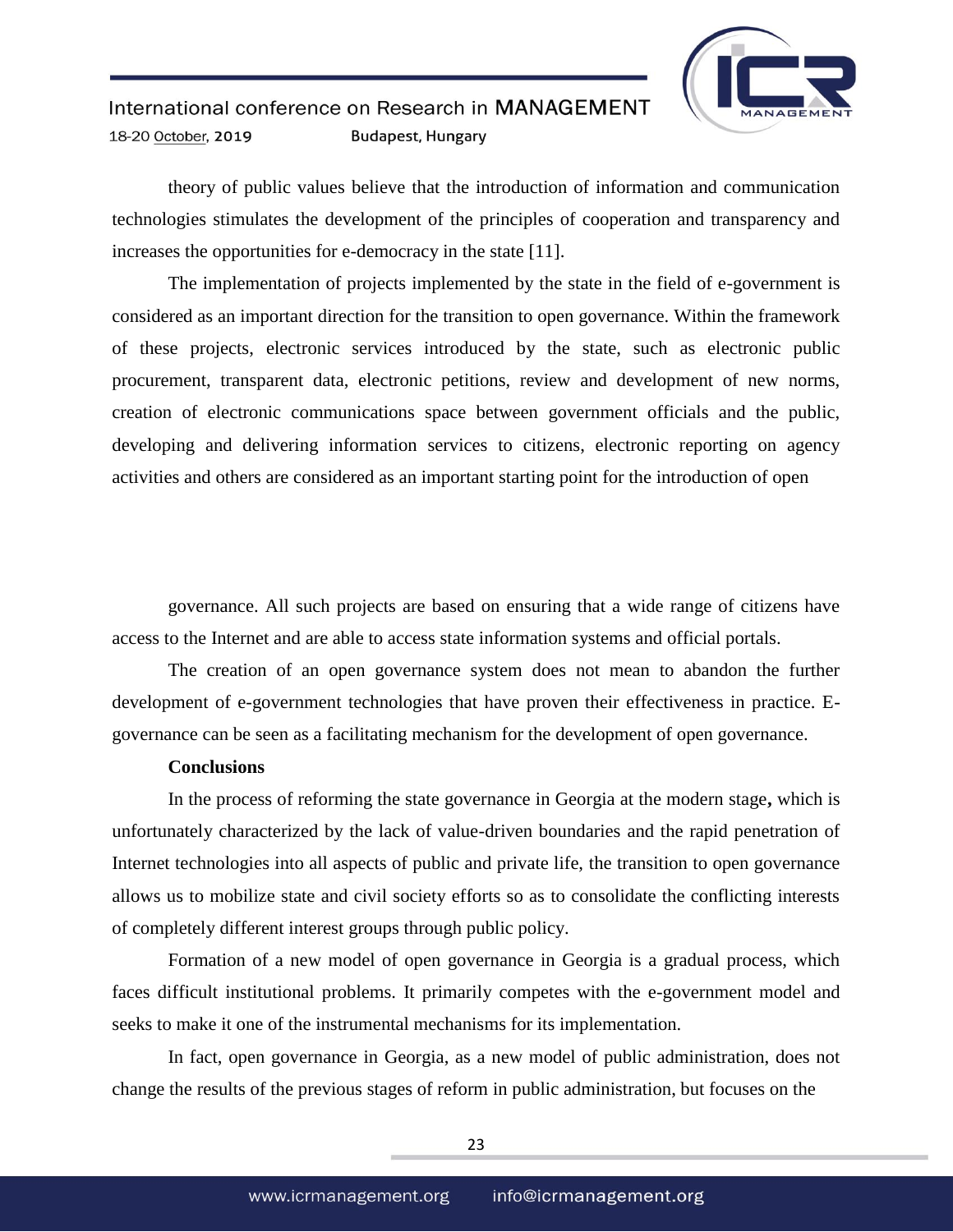theory of public values believe that the introduction of information and communication technologies stimulates the development of the principles of cooperation and transparency and increases the opportunities for e-democracy in the state [11].

The implementation of projects implemented by the state in the field of e-government is considered as an important direction for the transition to open governance. Within the framework of these projects, electronic services introduced by the state, such as electronic public procurement, transparent data, electronic petitions, review and development of new norms, creation of electronic communications space between government officials and the public, developing and delivering information services to citizens, electronic reporting on agency activities and others are considered as an important starting point for the introduction of open governance. All such projects are based on ensuring that a wide range of citizens have access to the Internet and are able to access state information systems and official portals.

The creation of an open governance system does not mean to abandon the further development of e-government technologies that have proven their effectiveness in practice. E-governance can be seen as a facilitating mechanism for the development of open governance.

## Conclusions

In the process of reforming the state governance in Georgia at the modern stage**,** which is unfortunately characterized by the lack of value-driven boundaries and the rapid penetration of Internet technologies into all aspects of public and private life, the transition to open governance allows us to mobilize state and civil society efforts so as to consolidate the conflicting interests of completely different interest groups through public policy.

Formation of a new model of open governance in Georgia is a gradual process, which faces difficult institutional problems. It primarily competes with the e-government model and seeks to make it one of the instrumental mechanisms for its implementation.

In fact, open governance in Georgia, as a new model of public administration, does not change the results of the previous stages of reform in public administration, but focuses on the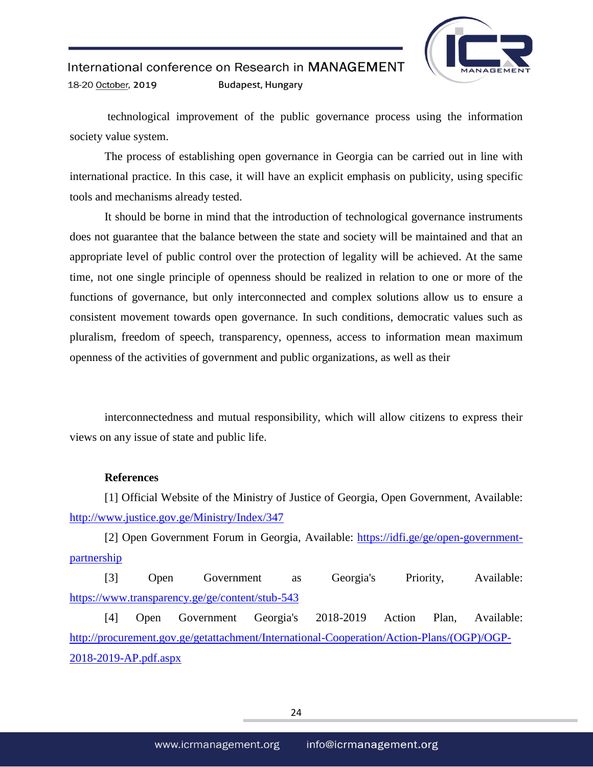technological improvement of the public governance process using the information society value system.

The process of establishing open governance in Georgia can be carried out in line with international practice. In this case, it will have an explicit emphasis on publicity, using specific tools and mechanisms already tested.

It should be borne in mind that the introduction of technological governance instruments does not guarantee that the balance between the state and society will be maintained and that an appropriate level of public control over the protection of legality will be achieved. At the same time, not one single principle of openness should be realized in relation to one or more of the functions of governance, but only interconnected and complex solutions allow us to ensure a consistent movement towards open governance. In such conditions, democratic values such as pluralism, freedom of speech, transparency, openness, access to information mean maximum openness of the activities of government and public organizations, as well as their

interconnectedness and mutual responsibility, which will allow citizens to express their views on any issue of state and public life.

**References**

[1] Official Website of the Ministry of Justice of Georgia, Open Government, Available: http://www.justice.gov.ge/Ministry/Index/347

[2] Open Government Forum in Georgia, Available: https://idfi.ge/ge/open-government-partnership

[3] Open Government as Georgia's Priority, Available: https://www.transparency.ge/ge/content/stub-543

[4] Open Government Georgia's 2018-2019 Action Plan, Available: http://procurement.gov.ge/getattachment/International-Cooperation/Action-Plans/(OGP)/OGP-2018-2019-AP.pdf.aspx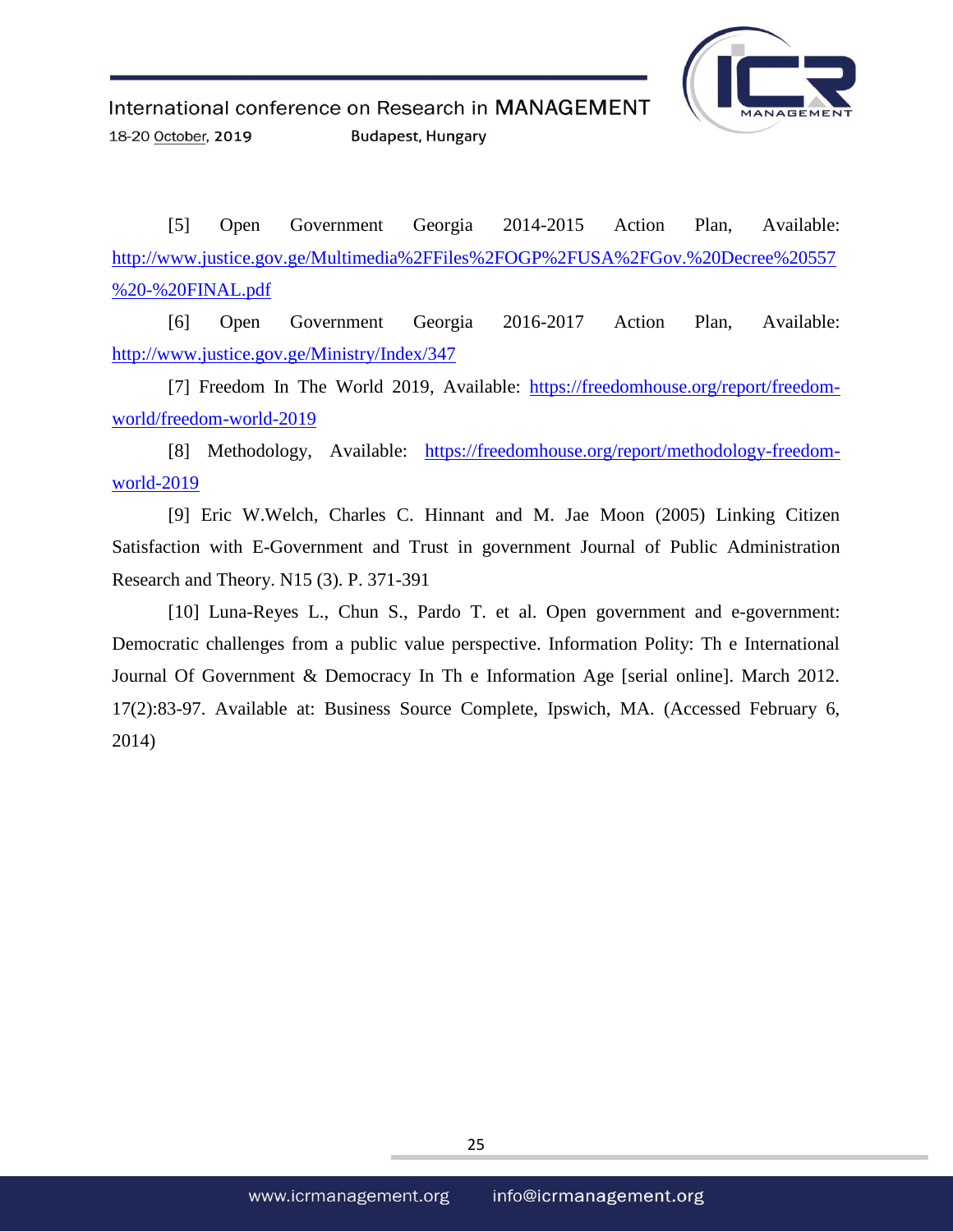[5] Open Government Georgia 2014-2015 Action Plan, Available: http://www.justice.gov.ge/Multimedia%2FFiles%2FOGP%2FUSA%2FGov.%20Decree%20557%20-%20FINAL.pdf

[6] Open Government Georgia 2016-2017 Action Plan, Available: http://www.justice.gov.ge/Ministry/Index/347

[7] Freedom In The World 2019, Available: https://freedomhouse.org/report/freedom-world/freedom-world-2019

[8] Methodology, Available: https://freedomhouse.org/report/methodology-freedom-world-2019

[9] Eric W.Welch, Charles C. Hinnant and M. Jae Moon (2005) Linking Citizen Satisfaction with E-Government and Trust in government Journal of Public Administration Research and Theory. N15 (3). P. 371-391

[10] Luna-Reyes L., Chun S., Pardo T. et al. Open government and e-government: Democratic challenges from a public value perspective. Information Polity: Th e International Journal Of Government & Democracy In Th e Information Age [serial online]. March 2012. 17(2):83-97. Available at: Business Source Complete, Ipswich, MA. (Accessed February 6, 2014)